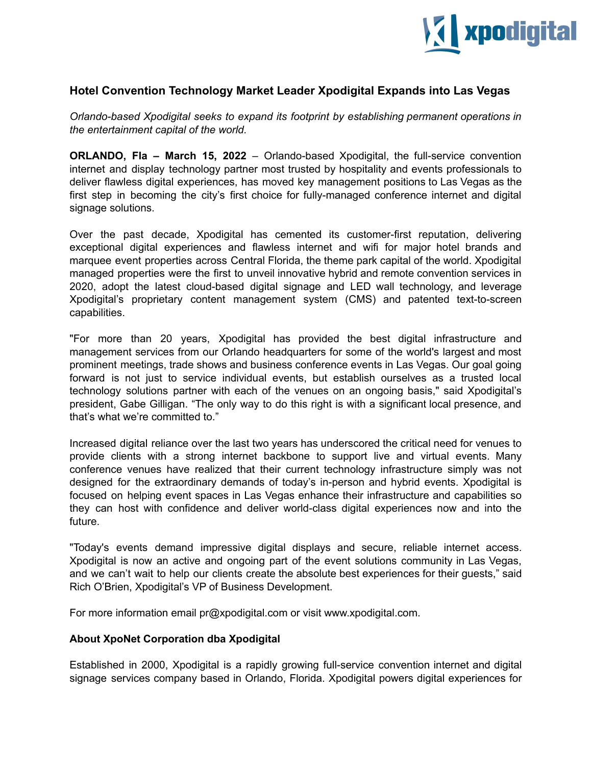# Hotel Convention Technology Market Leader Xpodigital Expands into Las Vegas

*Orlando-based Xpodigital seeks to expand its footprint by establishing permanent operations in the entertainment capital of the world.*

**ORLANDO, Fla – March 15, 2022** – Orlando-based Xpodigital, the full-service convention internet and display technology partner most trusted by hospitality and events professionals to deliver flawless digital experiences, has moved key management positions to Las Vegas as the first step in becoming the city's first choice for fully-managed conference internet and digital signage solutions.

Over the past decade, Xpodigital has cemented its customer-first reputation, delivering exceptional digital experiences and flawless internet and wifi for major hotel brands and marquee event properties across Central Florida, the theme park capital of the world. Xpodigital managed properties were the first to unveil innovative hybrid and remote convention services in 2020, adopt the latest cloud-based digital signage and LED wall technology, and leverage Xpodigital's proprietary content management system (CMS) and patented text-to-screen capabilities.

"For more than 20 years, Xpodigital has provided the best digital infrastructure and management services from our Orlando headquarters for some of the world's largest and most prominent meetings, trade shows and business conference events in Las Vegas. Our goal going forward is not just to service individual events, but establish ourselves as a trusted local technology solutions partner with each of the venues on an ongoing basis," said Xpodigital's president, Gabe Gilligan. "The only way to do this right is with a significant local presence, and that's what we're committed to."

Increased digital reliance over the last two years has underscored the critical need for venues to provide clients with a strong internet backbone to support live and virtual events. Many conference venues have realized that their current technology infrastructure simply was not designed for the extraordinary demands of today's in-person and hybrid events. Xpodigital is focused on helping event spaces in Las Vegas enhance their infrastructure and capabilities so they can host with confidence and deliver world-class digital experiences now and into the future.

"Today's events demand impressive digital displays and secure, reliable internet access. Xpodigital is now an active and ongoing part of the event solutions community in Las Vegas, and we can't wait to help our clients create the absolute best experiences for their guests," said Rich O'Brien, Xpodigital's VP of Business Development.

For more information email pr@xpodigital.com or visit www.xpodigital.com.

## About XpoNet Corporation dba Xpodigital

Established in 2000, Xpodigital is a rapidly growing full-service convention internet and digital signage services company based in Orlando, Florida. Xpodigital powers digital experiences for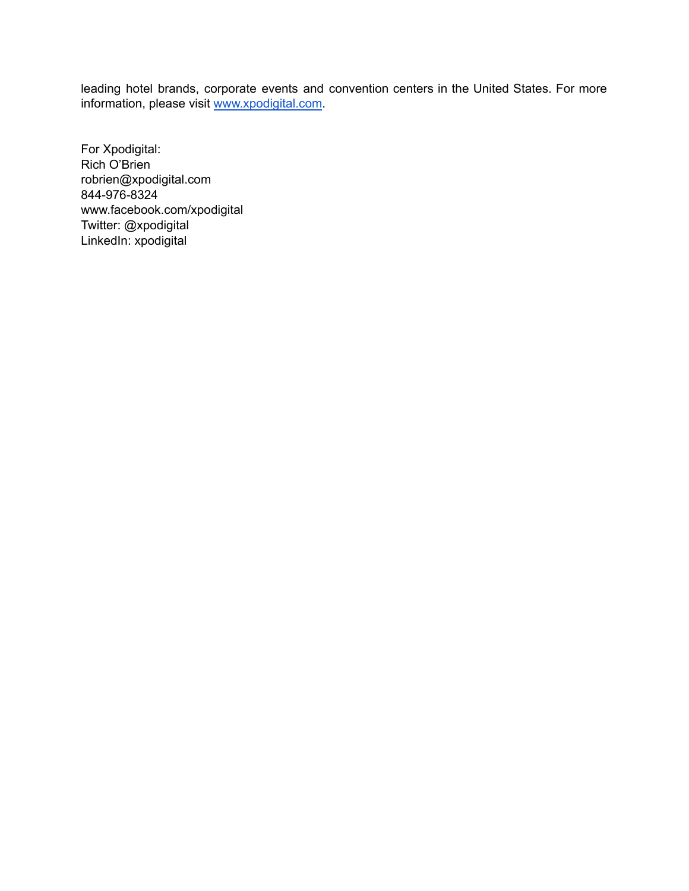leading hotel brands, corporate events and convention centers in the United States. For more information, please visit [www.xpodigital.com](http://www.xpodigital.com).

For Xpodigital:
Rich O'Brien
robrien@xpodigital.com
844-976-8324
www.facebook.com/xpodigital
Twitter: @xpodigital
LinkedIn: xpodigital